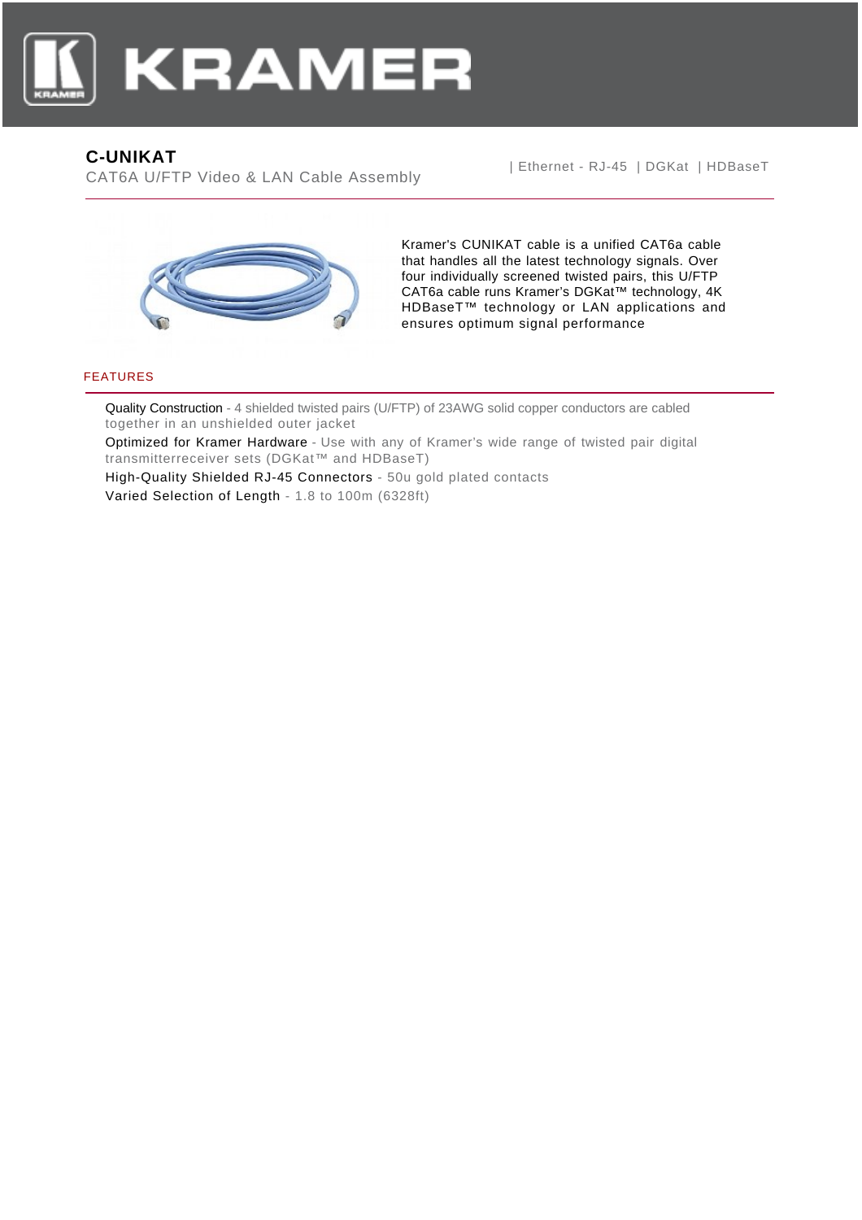KRAMER

# C-UNIKAT

CAT6A U/FTP Video & LAN Cable Assembly

| Ethernet - RJ-45 | DGKat | HDBaseT

Kramer's CUNIKAT cable is a unified CAT6a cable that handles all the latest technology signals. Over four individually screened twisted pairs, this U/FTP CAT6a cable runs Kramer's DGKat™ technology, 4K HDBaseT™ technology or LAN applications and ensures optimum signal performance

## FEATURES

Quality Construction - 4 shielded twisted pairs (U/FTP) of 23AWG solid copper conductors are cabled together in an unshielded outer jacket

Optimized for Kramer Hardware - Use with any of Kramer's wide range of twisted pair digital transmitterreceiver sets (DGKat™ and HDBaseT)

High-Quality Shielded RJ-45 Connectors - 50u gold plated contacts

Varied Selection of Length - 1.8 to 100m (6328ft)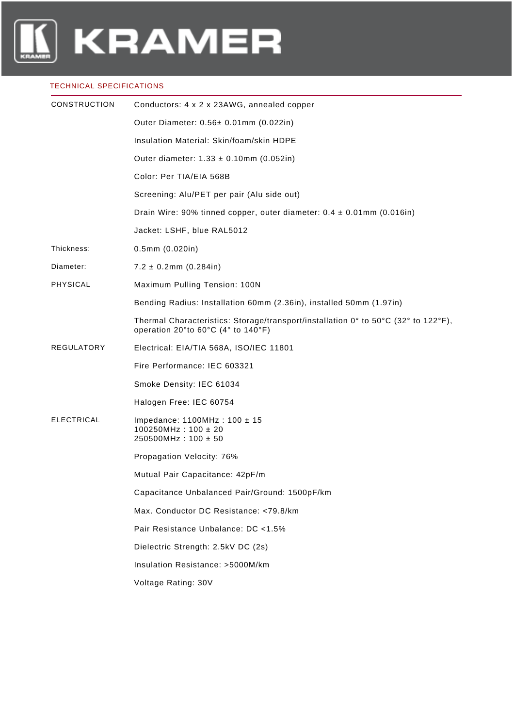## TECHNICAL SPECIFICATIONS

| | |
|---|---|
| CONSTRUCTION | Conductors: 4 x 2 x 23AWG, annealed copper |
| | Outer Diameter: 0.56± 0.01mm (0.022in) |
| | Insulation Material: Skin/foam/skin HDPE |
| | Outer diameter: 1.33 ± 0.10mm (0.052in) |
| | Color: Per TIA/EIA 568B |
| | Screening: Alu/PET per pair (Alu side out) |
| | Drain Wire: 90% tinned copper, outer diameter: 0.4 ± 0.01mm (0.016in) |
| | Jacket: LSHF, blue RAL5012 |
| Thickness: | 0.5mm (0.020in) |
| Diameter: | 7.2 ± 0.2mm (0.284in) |
| PHYSICAL | Maximum Pulling Tension: 100N |
| | Bending Radius: Installation 60mm (2.36in), installed 50mm (1.97in) |
| | Thermal Characteristics: Storage/transport/installation 0° to 50°C (32° to 122°F), operation 20°to 60°C (4° to 140°F) |
| REGULATORY | Electrical: EIA/TIA 568A, ISO/IEC 11801 |
| | Fire Performance: IEC 603321 |
| | Smoke Density: IEC 61034 |
| | Halogen Free: IEC 60754 |
| ELECTRICAL | Impedance: 1100MHz : 100 ± 15<br>100250MHz : 100 ± 20<br>250500MHz : 100 ± 50 |
| | Propagation Velocity: 76% |
| | Mutual Pair Capacitance: 42pF/m |
| | Capacitance Unbalanced Pair/Ground: 1500pF/km |
| | Max. Conductor DC Resistance: <79.8/km |
| | Pair Resistance Unbalance: DC <1.5% |
| | Dielectric Strength: 2.5kV DC (2s) |
| | Insulation Resistance: >5000M/km |
| | Voltage Rating: 30V |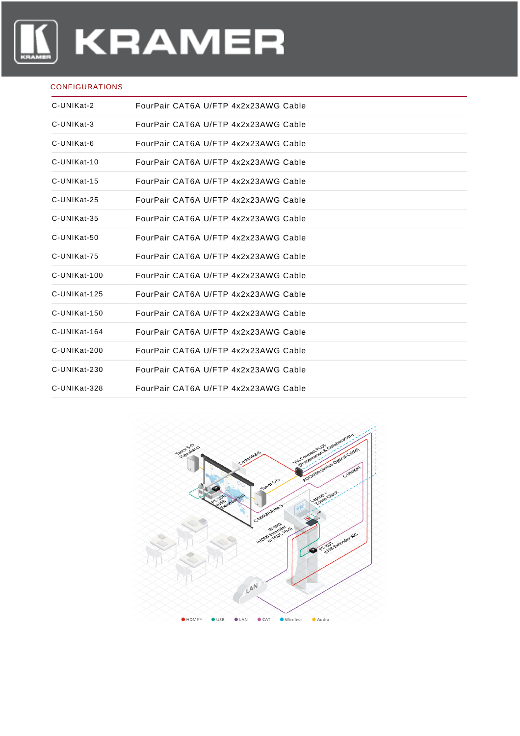## CONFIGURATIONS

| | |
|---|---|
| C-UNIKat-2 | FourPair CAT6A U/FTP 4x2x23AWG Cable |
| C-UNIKat-3 | FourPair CAT6A U/FTP 4x2x23AWG Cable |
| C-UNIKat-6 | FourPair CAT6A U/FTP 4x2x23AWG Cable |
| C-UNIKat-10 | FourPair CAT6A U/FTP 4x2x23AWG Cable |
| C-UNIKat-15 | FourPair CAT6A U/FTP 4x2x23AWG Cable |
| C-UNIKat-25 | FourPair CAT6A U/FTP 4x2x23AWG Cable |
| C-UNIKat-35 | FourPair CAT6A U/FTP 4x2x23AWG Cable |
| C-UNIKat-50 | FourPair CAT6A U/FTP 4x2x23AWG Cable |
| C-UNIKat-75 | FourPair CAT6A U/FTP 4x2x23AWG Cable |
| C-UNIKat-100 | FourPair CAT6A U/FTP 4x2x23AWG Cable |
| C-UNIKat-125 | FourPair CAT6A U/FTP 4x2x23AWG Cable |
| C-UNIKat-150 | FourPair CAT6A U/FTP 4x2x23AWG Cable |
| C-UNIKat-164 | FourPair CAT6A U/FTP 4x2x23AWG Cable |
| C-UNIKat-200 | FourPair CAT6A U/FTP 4x2x23AWG Cable |
| C-UNIKat-230 | FourPair CAT6A U/FTP 4x2x23AWG Cable |
| C-UNIKat-328 | FourPair CAT6A U/FTP 4x2x23AWG Cable |

Tavor 5-O (Speakers)
C-HM/HM-6
VIA Connect PLUS (Presentation & Collaboration)
AOCH/60 (Active Optical Cable)
C-UNIKAT
Tavor 5-O
PT-2UR (USB Extender Kit)
C-MHM/MHM-3
Laptop + Zoom Client
W-3H2 (HDMI Extender in TBUS 10xl)
PT-2UT (USB Extender Kit)
LAN

HDMI™ USB LAN CAT Wireless Audio